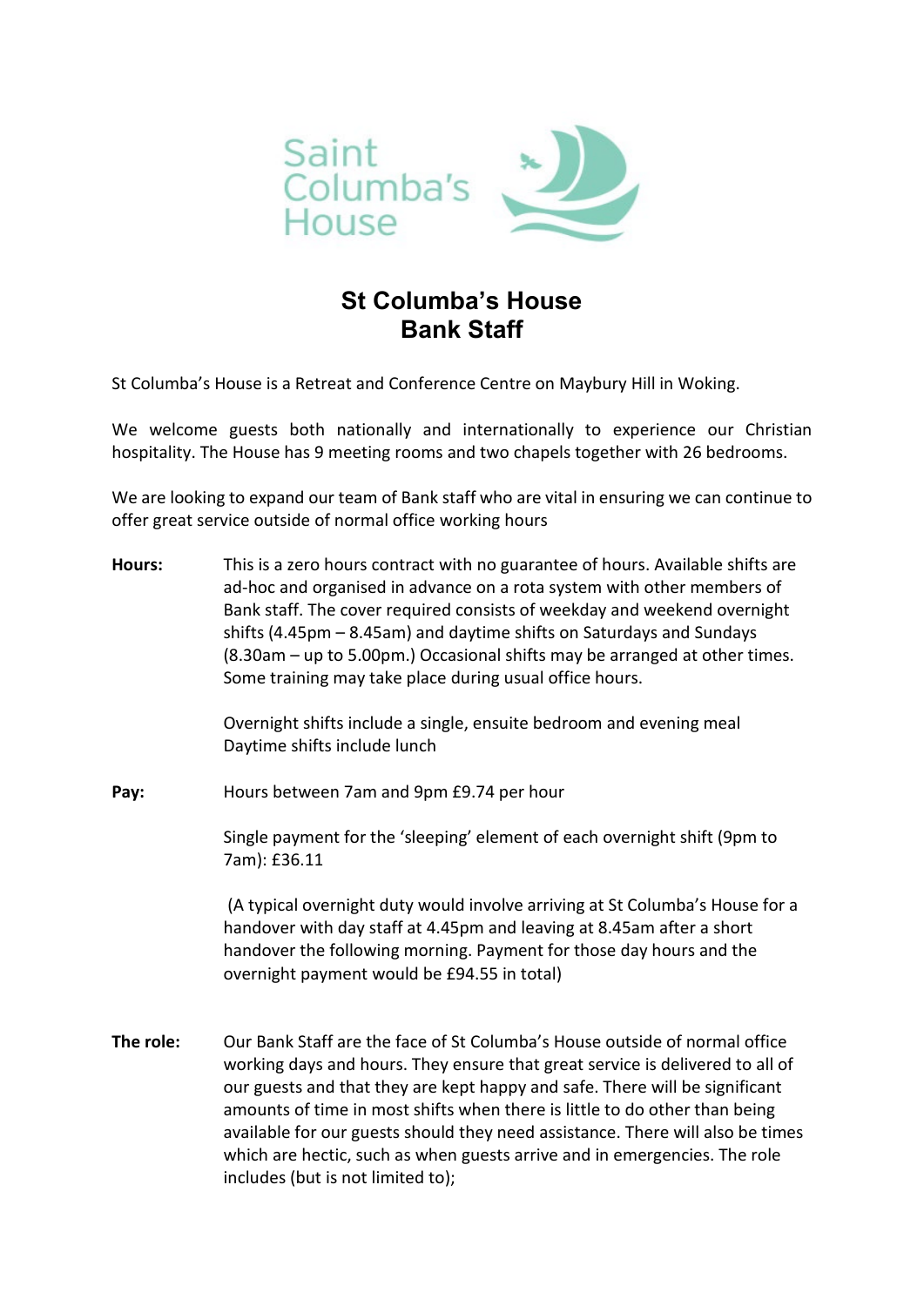# St Columba's House
# Bank Staff

St Columba's House is a Retreat and Conference Centre on Maybury Hill in Woking.

We welcome guests both nationally and internationally to experience our Christian hospitality. The House has 9 meeting rooms and two chapels together with 26 bedrooms.

We are looking to expand our team of Bank staff who are vital in ensuring we can continue to offer great service outside of normal office working hours

**Hours:** This is a zero hours contract with no guarantee of hours. Available shifts are ad-hoc and organised in advance on a rota system with other members of Bank staff. The cover required consists of weekday and weekend overnight shifts (4.45pm – 8.45am) and daytime shifts on Saturdays and Sundays (8.30am – up to 5.00pm.) Occasional shifts may be arranged at other times. Some training may take place during usual office hours.

Overnight shifts include a single, ensuite bedroom and evening meal
Daytime shifts include lunch

**Pay:** Hours between 7am and 9pm £9.74 per hour

Single payment for the 'sleeping' element of each overnight shift (9pm to 7am): £36.11

(A typical overnight duty would involve arriving at St Columba's House for a handover with day staff at 4.45pm and leaving at 8.45am after a short handover the following morning. Payment for those day hours and the overnight payment would be £94.55 in total)

**The role:** Our Bank Staff are the face of St Columba's House outside of normal office working days and hours. They ensure that great service is delivered to all of our guests and that they are kept happy and safe. There will be significant amounts of time in most shifts when there is little to do other than being available for our guests should they need assistance. There will also be times which are hectic, such as when guests arrive and in emergencies. The role includes (but is not limited to);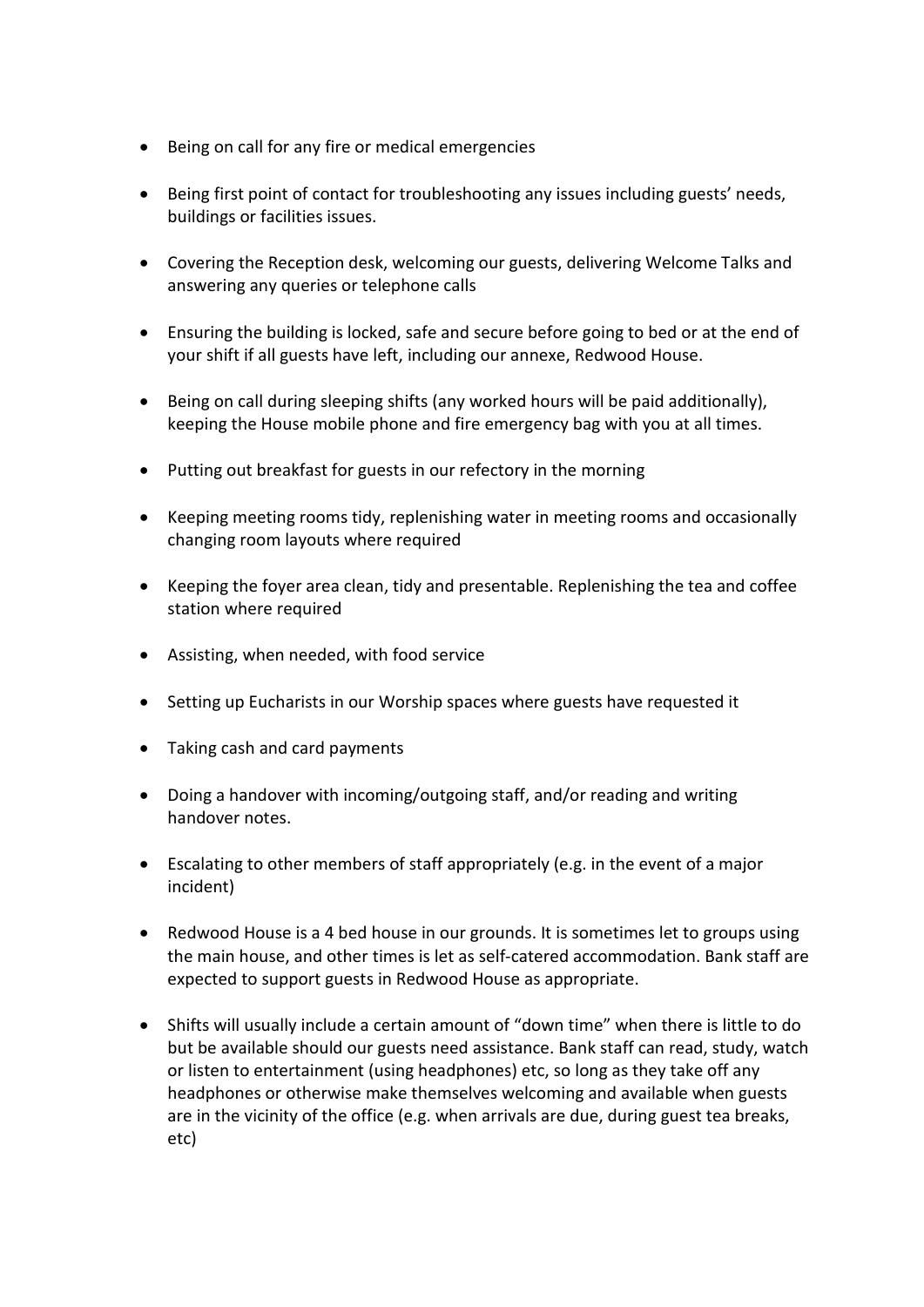- Being on call for any fire or medical emergencies
- Being first point of contact for troubleshooting any issues including guests' needs, buildings or facilities issues.
- Covering the Reception desk, welcoming our guests, delivering Welcome Talks and answering any queries or telephone calls
- Ensuring the building is locked, safe and secure before going to bed or at the end of your shift if all guests have left, including our annexe, Redwood House.
- Being on call during sleeping shifts (any worked hours will be paid additionally), keeping the House mobile phone and fire emergency bag with you at all times.
- Putting out breakfast for guests in our refectory in the morning
- Keeping meeting rooms tidy, replenishing water in meeting rooms and occasionally changing room layouts where required
- Keeping the foyer area clean, tidy and presentable. Replenishing the tea and coffee station where required
- Assisting, when needed, with food service
- Setting up Eucharists in our Worship spaces where guests have requested it
- Taking cash and card payments
- Doing a handover with incoming/outgoing staff, and/or reading and writing handover notes.
- Escalating to other members of staff appropriately (e.g. in the event of a major incident)
- Redwood House is a 4 bed house in our grounds. It is sometimes let to groups using the main house, and other times is let as self-catered accommodation. Bank staff are expected to support guests in Redwood House as appropriate.
- Shifts will usually include a certain amount of "down time" when there is little to do but be available should our guests need assistance. Bank staff can read, study, watch or listen to entertainment (using headphones) etc, so long as they take off any headphones or otherwise make themselves welcoming and available when guests are in the vicinity of the office (e.g. when arrivals are due, during guest tea breaks, etc)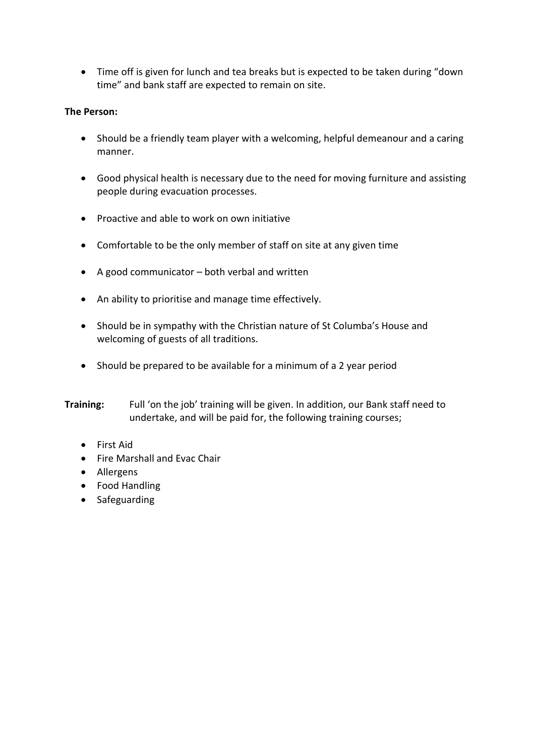- Time off is given for lunch and tea breaks but is expected to be taken during "down time" and bank staff are expected to remain on site.

**The Person:**

- Should be a friendly team player with a welcoming, helpful demeanour and a caring manner.

- Good physical health is necessary due to the need for moving furniture and assisting people during evacuation processes.

- Proactive and able to work on own initiative

- Comfortable to be the only member of staff on site at any given time

- A good communicator – both verbal and written

- An ability to prioritise and manage time effectively.

- Should be in sympathy with the Christian nature of St Columba's House and welcoming of guests of all traditions.

- Should be prepared to be available for a minimum of a 2 year period

**Training:** Full 'on the job' training will be given. In addition, our Bank staff need to undertake, and will be paid for, the following training courses;

- First Aid
- Fire Marshall and Evac Chair
- Allergens
- Food Handling
- Safeguarding